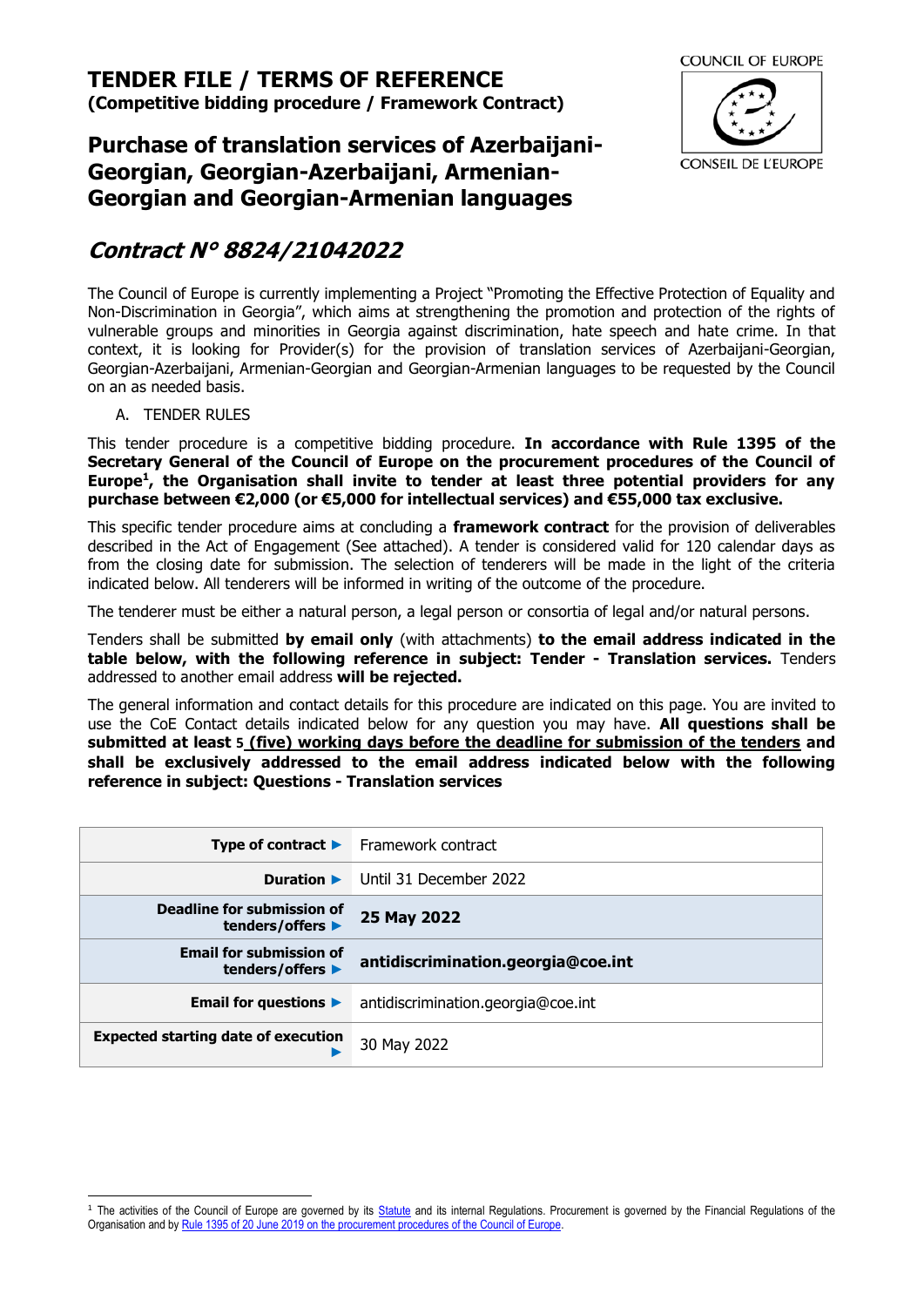# TENDER FILE / TERMS OF REFERENCE

**(Competitive bidding procedure / Framework Contract)**

COUNCIL OF EUROPE

CONSEIL DE L'EUROPE

## Purchase of translation services of Azerbaijani-Georgian, Georgian-Azerbaijani, Armenian-Georgian and Georgian-Armenian languages

## *Contract N° 8824/21042022*

The Council of Europe is currently implementing a Project "Promoting the Effective Protection of Equality and Non-Discrimination in Georgia", which aims at strengthening the promotion and protection of the rights of vulnerable groups and minorities in Georgia against discrimination, hate speech and hate crime. In that context, it is looking for Provider(s) for the provision of translation services of Azerbaijani-Georgian, Georgian-Azerbaijani, Armenian-Georgian and Georgian-Armenian languages to be requested by the Council on an as needed basis.

A. TENDER RULES

This tender procedure is a competitive bidding procedure. **In accordance with Rule 1395 of the Secretary General of the Council of Europe on the procurement procedures of the Council of Europe[1], the Organisation shall invite to tender at least three potential providers for any purchase between €2,000 (or €5,000 for intellectual services) and €55,000 tax exclusive.**

This specific tender procedure aims at concluding a **framework contract** for the provision of deliverables described in the Act of Engagement (See attached). A tender is considered valid for 120 calendar days as from the closing date for submission. The selection of tenderers will be made in the light of the criteria indicated below. All tenderers will be informed in writing of the outcome of the procedure.

The tenderer must be either a natural person, a legal person or consortia of legal and/or natural persons.

Tenders shall be submitted **by email only** (with attachments) **to the email address indicated in the table below, with the following reference in subject: Tender - Translation services.** Tenders addressed to another email address **will be rejected.**

The general information and contact details for this procedure are indicated on this page. You are invited to use the CoE Contact details indicated below for any question you may have. **All questions shall be submitted at least 5 (five) working days before the deadline for submission of the tenders and shall be exclusively addressed to the email address indicated below with the following reference in subject: Questions - Translation services**

| | |
|---|---|
| **Type of contract ▶** | Framework contract |
| **Duration ▶** | Until 31 December 2022 |
| **Deadline for submission of tenders/offers ▶** | **25 May 2022** |
| **Email for submission of tenders/offers ▶** | **antidiscrimination.georgia@coe.int** |
| **Email for questions ▶** | antidiscrimination.georgia@coe.int |
| **Expected starting date of execution ▶** | 30 May 2022 |

[1] The activities of the Council of Europe are governed by its Statute and its internal Regulations. Procurement is governed by the Financial Regulations of the Organisation and by Rule 1395 of 20 June 2019 on the procurement procedures of the Council of Europe.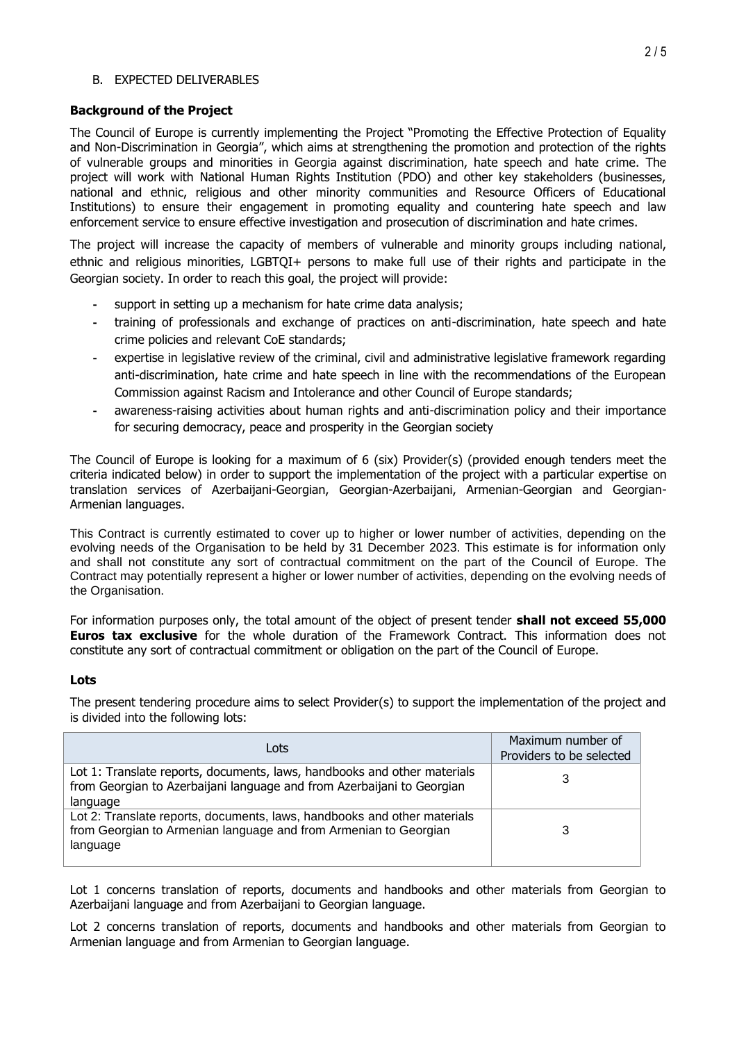B. EXPECTED DELIVERABLES

**Background of the Project**

The Council of Europe is currently implementing the Project "Promoting the Effective Protection of Equality and Non-Discrimination in Georgia", which aims at strengthening the promotion and protection of the rights of vulnerable groups and minorities in Georgia against discrimination, hate speech and hate crime. The project will work with National Human Rights Institution (PDO) and other key stakeholders (businesses, national and ethnic, religious and other minority communities and Resource Officers of Educational Institutions) to ensure their engagement in promoting equality and countering hate speech and law enforcement service to ensure effective investigation and prosecution of discrimination and hate crimes.

The project will increase the capacity of members of vulnerable and minority groups including national, ethnic and religious minorities, LGBTQI+ persons to make full use of their rights and participate in the Georgian society. In order to reach this goal, the project will provide:

- support in setting up a mechanism for hate crime data analysis;
- training of professionals and exchange of practices on anti-discrimination, hate speech and hate crime policies and relevant CoE standards;
- expertise in legislative review of the criminal, civil and administrative legislative framework regarding anti-discrimination, hate crime and hate speech in line with the recommendations of the European Commission against Racism and Intolerance and other Council of Europe standards;
- awareness-raising activities about human rights and anti-discrimination policy and their importance for securing democracy, peace and prosperity in the Georgian society

The Council of Europe is looking for a maximum of 6 (six) Provider(s) (provided enough tenders meet the criteria indicated below) in order to support the implementation of the project with a particular expertise on translation services of Azerbaijani-Georgian, Georgian-Azerbaijani, Armenian-Georgian and Georgian-Armenian languages.

This Contract is currently estimated to cover up to higher or lower number of activities, depending on the evolving needs of the Organisation to be held by 31 December 2023. This estimate is for information only and shall not constitute any sort of contractual commitment on the part of the Council of Europe. The Contract may potentially represent a higher or lower number of activities, depending on the evolving needs of the Organisation.

For information purposes only, the total amount of the object of present tender **shall not exceed 55,000 Euros tax exclusive** for the whole duration of the Framework Contract. This information does not constitute any sort of contractual commitment or obligation on the part of the Council of Europe.

**Lots**

The present tendering procedure aims to select Provider(s) to support the implementation of the project and is divided into the following lots:

| Lots | Maximum number of Providers to be selected |
|---|---|
| Lot 1: Translate reports, documents, laws, handbooks and other materials from Georgian to Azerbaijani language and from Azerbaijani to Georgian language | 3 |
| Lot 2: Translate reports, documents, laws, handbooks and other materials from Georgian to Armenian language and from Armenian to Georgian language | 3 |

Lot 1 concerns translation of reports, documents and handbooks and other materials from Georgian to Azerbaijani language and from Azerbaijani to Georgian language.

Lot 2 concerns translation of reports, documents and handbooks and other materials from Georgian to Armenian language and from Armenian to Georgian language.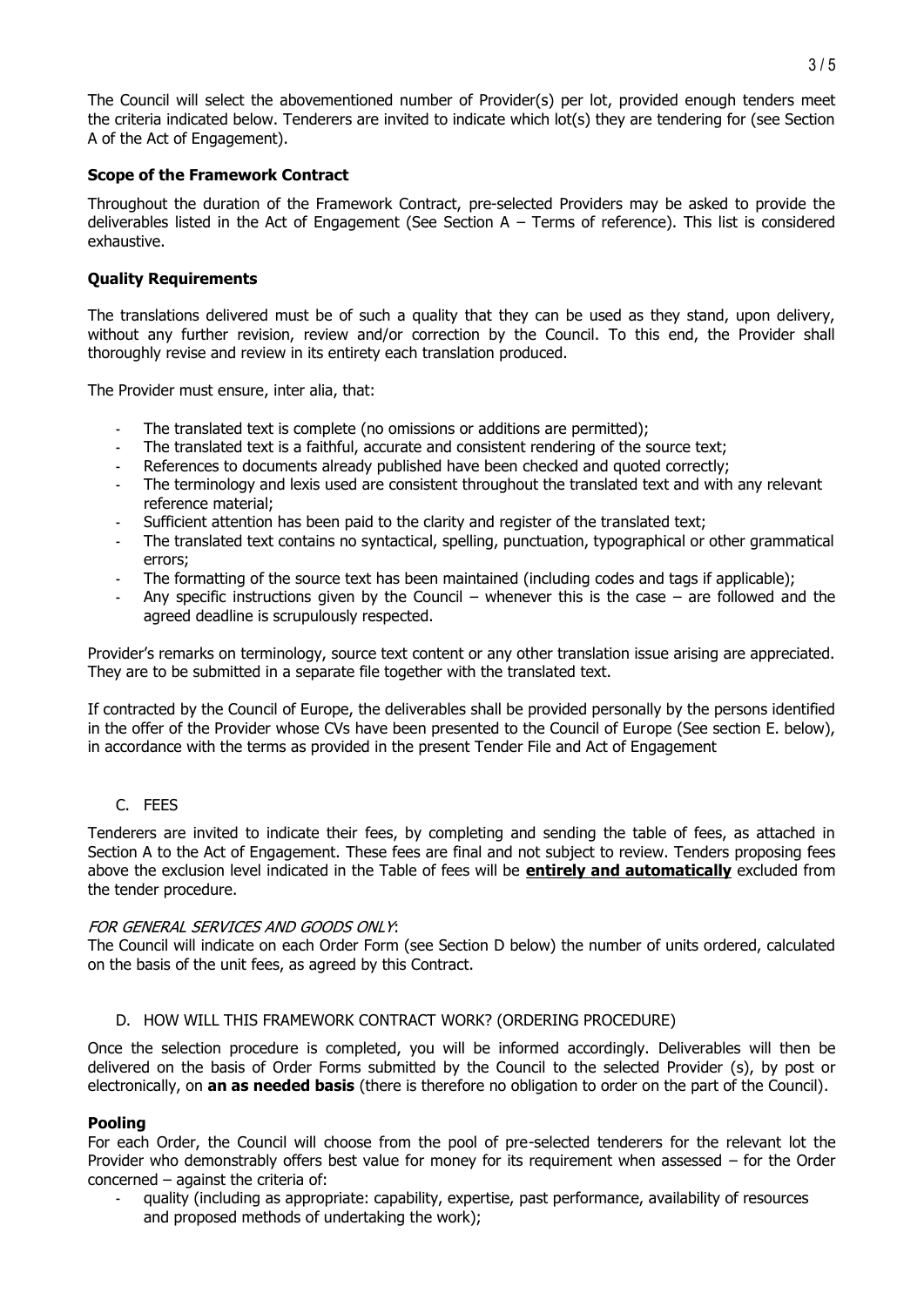The Council will select the abovementioned number of Provider(s) per lot, provided enough tenders meet the criteria indicated below. Tenderers are invited to indicate which lot(s) they are tendering for (see Section A of the Act of Engagement).

**Scope of the Framework Contract**

Throughout the duration of the Framework Contract, pre-selected Providers may be asked to provide the deliverables listed in the Act of Engagement (See Section A – Terms of reference). This list is considered exhaustive.

**Quality Requirements**

The translations delivered must be of such a quality that they can be used as they stand, upon delivery, without any further revision, review and/or correction by the Council. To this end, the Provider shall thoroughly revise and review in its entirety each translation produced.

The Provider must ensure, inter alia, that:

- The translated text is complete (no omissions or additions are permitted);
- The translated text is a faithful, accurate and consistent rendering of the source text;
- References to documents already published have been checked and quoted correctly;
- The terminology and lexis used are consistent throughout the translated text and with any relevant reference material;
- Sufficient attention has been paid to the clarity and register of the translated text;
- The translated text contains no syntactical, spelling, punctuation, typographical or other grammatical errors;
- The formatting of the source text has been maintained (including codes and tags if applicable);
- Any specific instructions given by the Council – whenever this is the case – are followed and the agreed deadline is scrupulously respected.

Provider's remarks on terminology, source text content or any other translation issue arising are appreciated. They are to be submitted in a separate file together with the translated text.

If contracted by the Council of Europe, the deliverables shall be provided personally by the persons identified in the offer of the Provider whose CVs have been presented to the Council of Europe (See section E. below), in accordance with the terms as provided in the present Tender File and Act of Engagement

C. FEES

Tenderers are invited to indicate their fees, by completing and sending the table of fees, as attached in Section A to the Act of Engagement. These fees are final and not subject to review. Tenders proposing fees above the exclusion level indicated in the Table of fees will be **entirely and automatically** excluded from the tender procedure.

*FOR GENERAL SERVICES AND GOODS ONLY*:
The Council will indicate on each Order Form (see Section D below) the number of units ordered, calculated on the basis of the unit fees, as agreed by this Contract.

D. HOW WILL THIS FRAMEWORK CONTRACT WORK? (ORDERING PROCEDURE)

Once the selection procedure is completed, you will be informed accordingly. Deliverables will then be delivered on the basis of Order Forms submitted by the Council to the selected Provider (s), by post or electronically, on **an as needed basis** (there is therefore no obligation to order on the part of the Council).

**Pooling**

For each Order, the Council will choose from the pool of pre-selected tenderers for the relevant lot the Provider who demonstrably offers best value for money for its requirement when assessed – for the Order concerned – against the criteria of:

- quality (including as appropriate: capability, expertise, past performance, availability of resources and proposed methods of undertaking the work);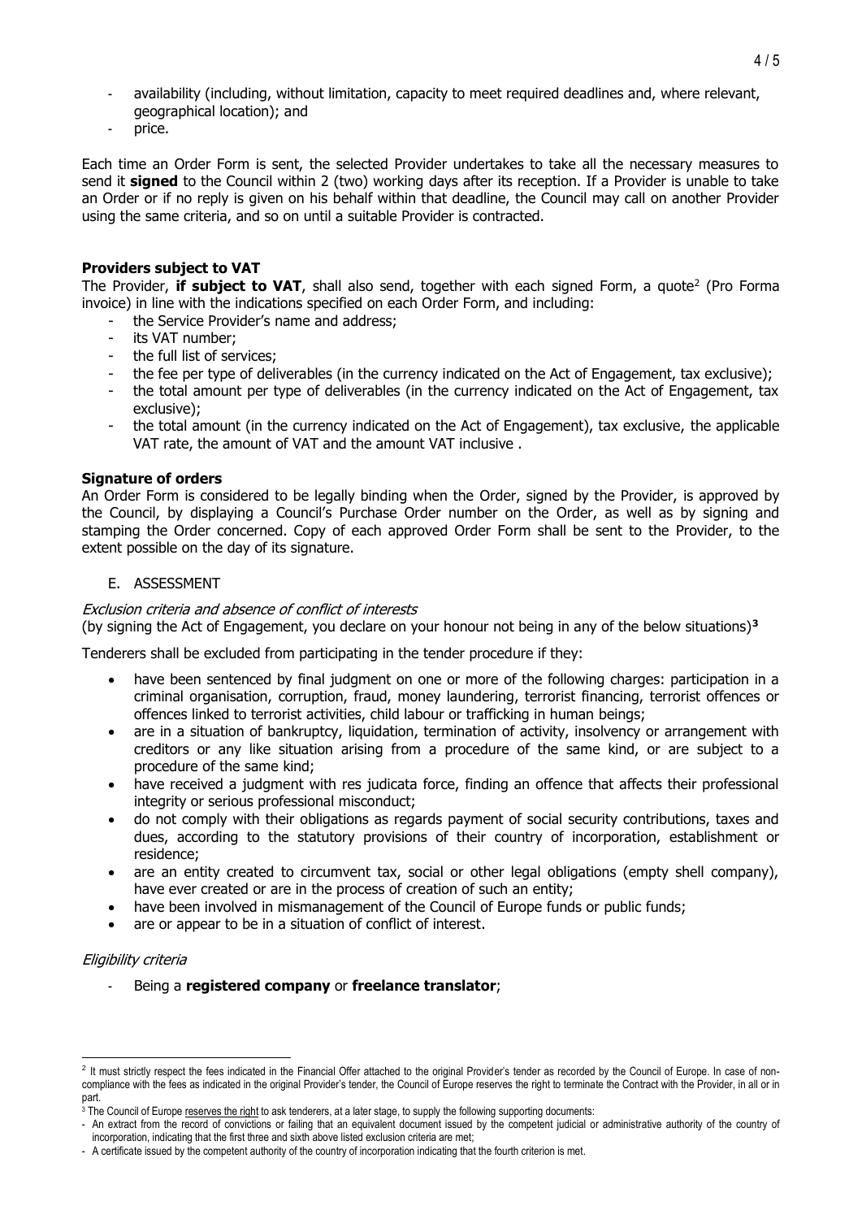- availability (including, without limitation, capacity to meet required deadlines and, where relevant, geographical location); and
- price.

Each time an Order Form is sent, the selected Provider undertakes to take all the necessary measures to send it **signed** to the Council within 2 (two) working days after its reception. If a Provider is unable to take an Order or if no reply is given on his behalf within that deadline, the Council may call on another Provider using the same criteria, and so on until a suitable Provider is contracted.

**Providers subject to VAT**

The Provider, **if subject to VAT**, shall also send, together with each signed Form, a quote[2] (Pro Forma invoice) in line with the indications specified on each Order Form, and including:

- the Service Provider's name and address;
- its VAT number;
- the full list of services;
- the fee per type of deliverables (in the currency indicated on the Act of Engagement, tax exclusive);
- the total amount per type of deliverables (in the currency indicated on the Act of Engagement, tax exclusive);
- the total amount (in the currency indicated on the Act of Engagement), tax exclusive, the applicable VAT rate, the amount of VAT and the amount VAT inclusive .

**Signature of orders**

An Order Form is considered to be legally binding when the Order, signed by the Provider, is approved by the Council, by displaying a Council's Purchase Order number on the Order, as well as by signing and stamping the Order concerned. Copy of each approved Order Form shall be sent to the Provider, to the extent possible on the day of its signature.

## E. ASSESSMENT

*Exclusion criteria and absence of conflict of interests*

(by signing the Act of Engagement, you declare on your honour not being in any of the below situations)**[3]**

Tenderers shall be excluded from participating in the tender procedure if they:

- have been sentenced by final judgment on one or more of the following charges: participation in a criminal organisation, corruption, fraud, money laundering, terrorist financing, terrorist offences or offences linked to terrorist activities, child labour or trafficking in human beings;
- are in a situation of bankruptcy, liquidation, termination of activity, insolvency or arrangement with creditors or any like situation arising from a procedure of the same kind, or are subject to a procedure of the same kind;
- have received a judgment with res judicata force, finding an offence that affects their professional integrity or serious professional misconduct;
- do not comply with their obligations as regards payment of social security contributions, taxes and dues, according to the statutory provisions of their country of incorporation, establishment or residence;
- are an entity created to circumvent tax, social or other legal obligations (empty shell company), have ever created or are in the process of creation of such an entity;
- have been involved in mismanagement of the Council of Europe funds or public funds;
- are or appear to be in a situation of conflict of interest.

*Eligibility criteria*

- Being a **registered company** or **freelance translator**;

---

[2] It must strictly respect the fees indicated in the Financial Offer attached to the original Provider's tender as recorded by the Council of Europe. In case of non-compliance with the fees as indicated in the original Provider's tender, the Council of Europe reserves the right to terminate the Contract with the Provider, in all or in part.

[3] The Council of Europe reserves the right to ask tenderers, at a later stage, to supply the following supporting documents:

- An extract from the record of convictions or failing that an equivalent document issued by the competent judicial or administrative authority of the country of incorporation, indicating that the first three and sixth above listed exclusion criteria are met;
- A certificate issued by the competent authority of the country of incorporation indicating that the fourth criterion is met.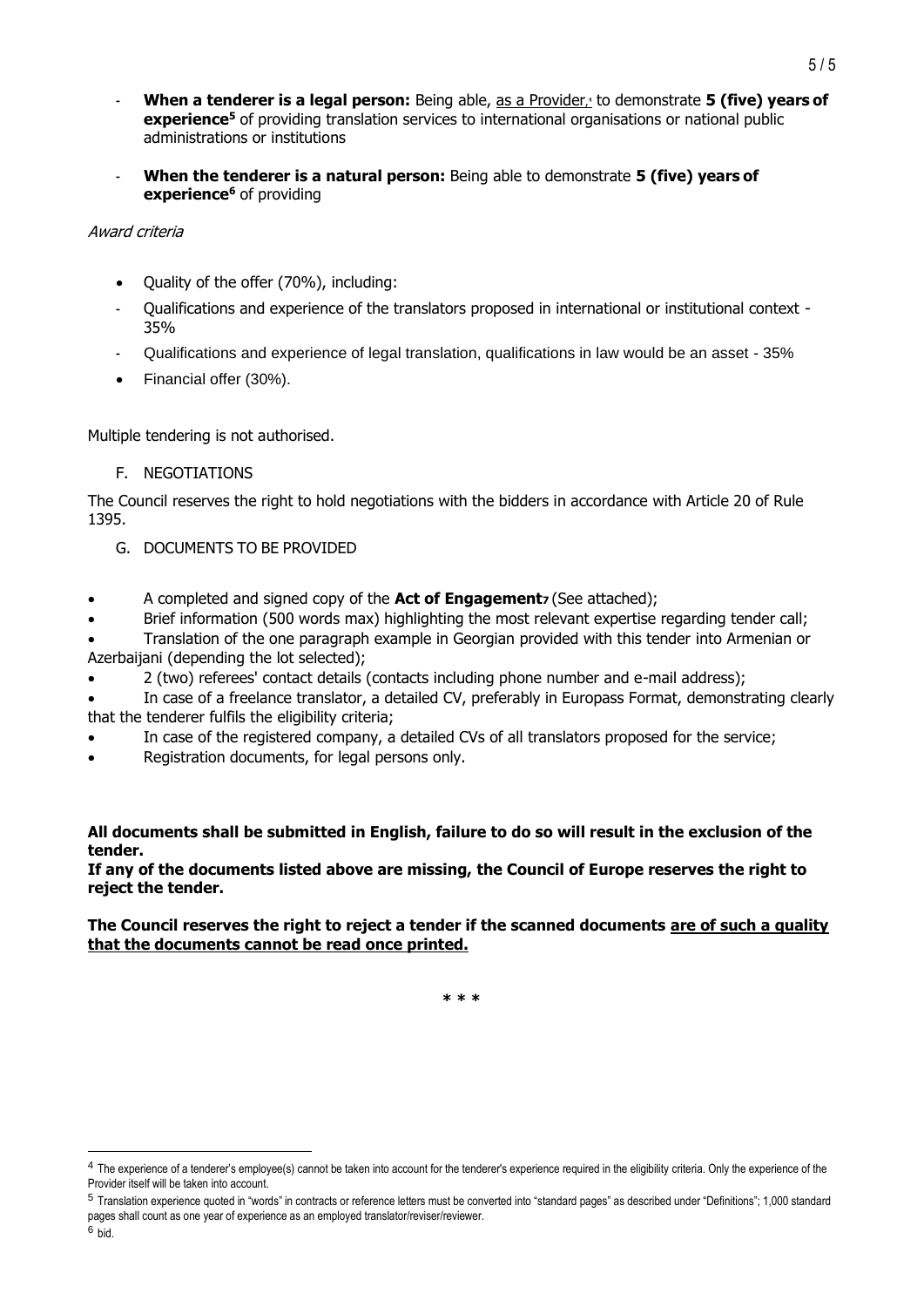- **When a tenderer is a legal person:** Being able, as a Provider,[4] to demonstrate **5 (five) years of experience**[5] of providing translation services to international organisations or national public administrations or institutions

- **When the tenderer is a natural person:** Being able to demonstrate **5 (five) years of experience**[6] of providing

*Award criteria*

- Quality of the offer (70%), including:
- Qualifications and experience of the translators proposed in international or institutional context - 35%
- Qualifications and experience of legal translation, qualifications in law would be an asset - 35%
- Financial offer (30%).

Multiple tendering is not authorised.

F. NEGOTIATIONS

The Council reserves the right to hold negotiations with the bidders in accordance with Article 20 of Rule 1395.

G. DOCUMENTS TO BE PROVIDED

- A completed and signed copy of the **Act of Engagement**[7] (See attached);
- Brief information (500 words max) highlighting the most relevant expertise regarding tender call;
- Translation of the one paragraph example in Georgian provided with this tender into Armenian or Azerbaijani (depending the lot selected);
- 2 (two) referees' contact details (contacts including phone number and e-mail address);
- In case of a freelance translator, a detailed CV, preferably in Europass Format, demonstrating clearly that the tenderer fulfils the eligibility criteria;
- In case of the registered company, a detailed CVs of all translators proposed for the service;
- Registration documents, for legal persons only.

**All documents shall be submitted in English, failure to do so will result in the exclusion of the tender.**

**If any of the documents listed above are missing, the Council of Europe reserves the right to reject the tender.**

**The Council reserves the right to reject a tender if the scanned documents are of such a quality that the documents cannot be read once printed.**

\* \* \*

[4] The experience of a tenderer's employee(s) cannot be taken into account for the tenderer's experience required in the eligibility criteria. Only the experience of the Provider itself will be taken into account.

[5] Translation experience quoted in "words" in contracts or reference letters must be converted into "standard pages" as described under "Definitions"; 1,000 standard pages shall count as one year of experience as an employed translator/reviser/reviewer.

[6] bid.